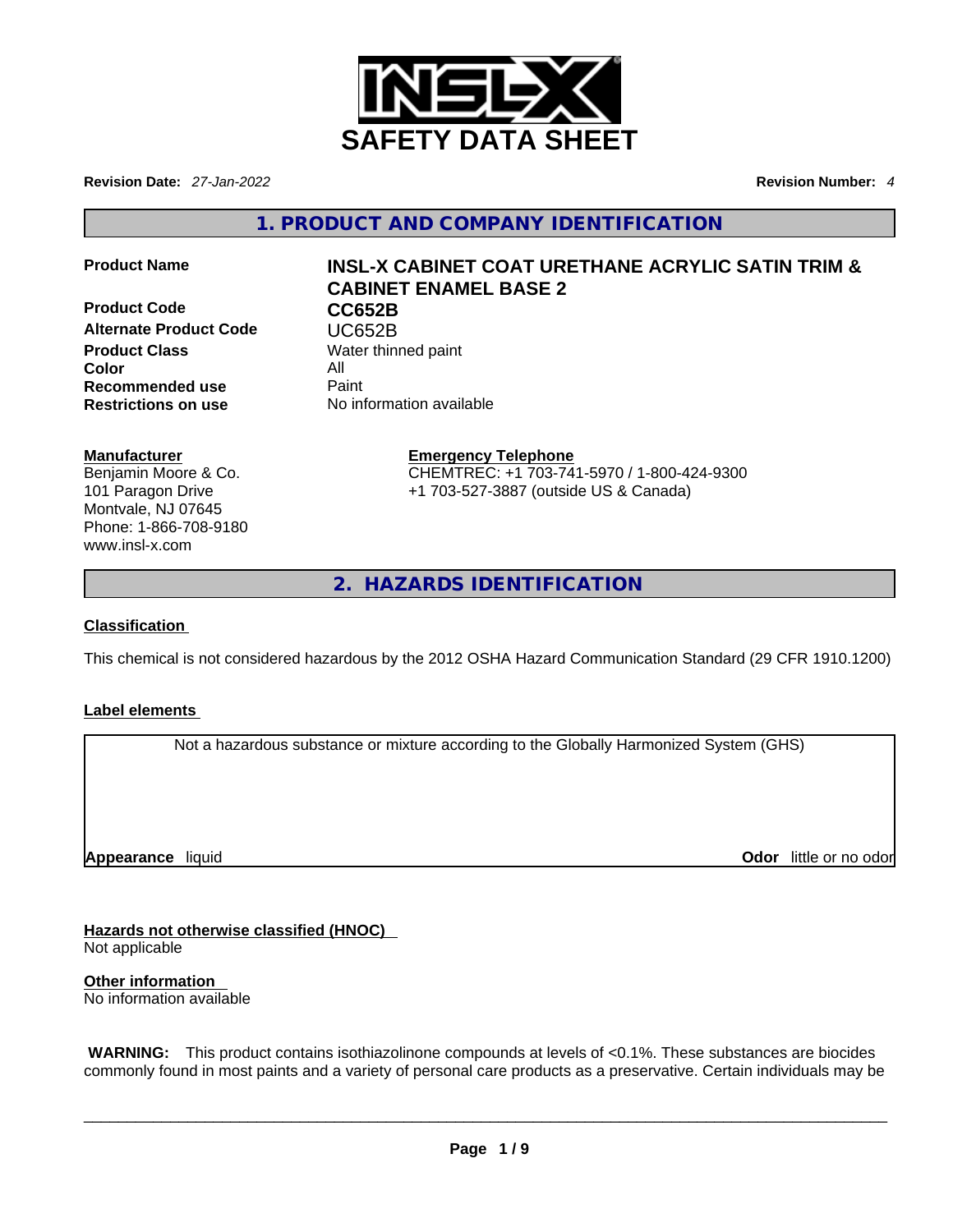# SAFETY DATA SHEET

**Revision Date:** *27-Jan-2022* **Revision Number:** *4*

## 1. PRODUCT AND COMPANY IDENTIFICATION

| | |
|---|---|
| **Product Name** | **INSL-X CABINET COAT URETHANE ACRYLIC SATIN TRIM & CABINET ENAMEL BASE 2** |
| **Product Code** | **CC652B** |
| **Alternate Product Code** | UC652B |
| **Product Class** | Water thinned paint |
| **Color** | All |
| **Recommended use** | Paint |
| **Restrictions on use** | No information available |

**Manufacturer**
Benjamin Moore & Co.
101 Paragon Drive
Montvale, NJ 07645
Phone: 1-866-708-9180
www.insl-x.com

**Emergency Telephone**
CHEMTREC: +1 703-741-5970 / 1-800-424-9300
+1 703-527-3887 (outside US & Canada)

## 2. HAZARDS IDENTIFICATION

**Classification**

This chemical is not considered hazardous by the 2012 OSHA Hazard Communication Standard (29 CFR 1910.1200)

**Label elements**

Not a hazardous substance or mixture according to the Globally Harmonized System (GHS)

**Appearance** liquid **Odor** little or no odor

**Hazards not otherwise classified (HNOC)**
Not applicable

**Other information**
No information available

**WARNING:** This product contains isothiazolinone compounds at levels of <0.1%. These substances are biocides commonly found in most paints and a variety of personal care products as a preservative. Certain individuals may be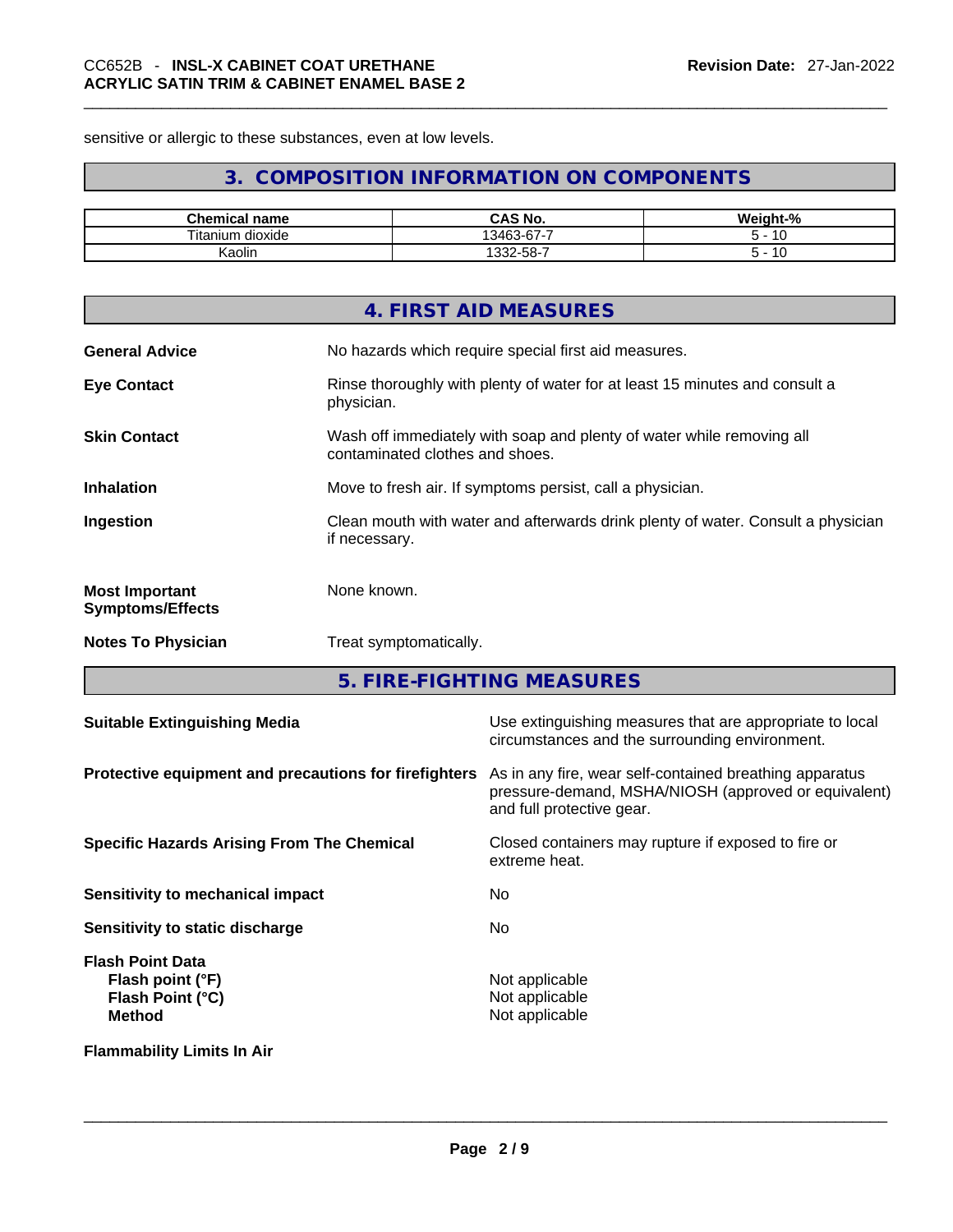sensitive or allergic to these substances, even at low levels.

## 3. COMPOSITION INFORMATION ON COMPONENTS

| Chemical name | CAS No. | Weight-% |
| --- | --- | --- |
| Titanium dioxide | 13463-67-7 | 5 - 10 |
| Kaolin | 1332-58-7 | 5 - 10 |

## 4. FIRST AID MEASURES

**General Advice**: No hazards which require special first aid measures.

**Eye Contact**: Rinse thoroughly with plenty of water for at least 15 minutes and consult a physician.

**Skin Contact**: Wash off immediately with soap and plenty of water while removing all contaminated clothes and shoes.

**Inhalation**: Move to fresh air. If symptoms persist, call a physician.

**Ingestion**: Clean mouth with water and afterwards drink plenty of water. Consult a physician if necessary.

**Most Important Symptoms/Effects**: None known.

**Notes To Physician**: Treat symptomatically.

## 5. FIRE-FIGHTING MEASURES

**Suitable Extinguishing Media**: Use extinguishing measures that are appropriate to local circumstances and the surrounding environment.

**Protective equipment and precautions for firefighters**: As in any fire, wear self-contained breathing apparatus pressure-demand, MSHA/NIOSH (approved or equivalent) and full protective gear.

**Specific Hazards Arising From The Chemical**: Closed containers may rupture if exposed to fire or extreme heat.

**Sensitivity to mechanical impact**: No

**Sensitivity to static discharge**: No

**Flash Point Data**
- **Flash point (°F)**: Not applicable
- **Flash Point (°C)**: Not applicable
- **Method**: Not applicable

**Flammability Limits In Air**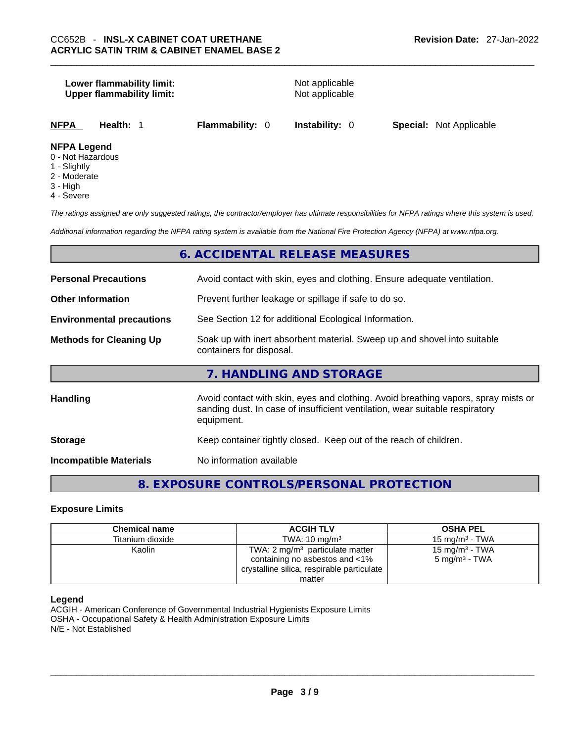**Lower flammability limit:** Not applicable
**Upper flammability limit:** Not applicable

| **NFPA** | **Health:** 1 | **Flammability:** 0 | **Instability:** 0 | **Special:** Not Applicable |
|---|---|---|---|---|

**NFPA Legend**
0 - Not Hazardous
1 - Slightly
2 - Moderate
3 - High
4 - Severe

*The ratings assigned are only suggested ratings, the contractor/employer has ultimate responsibilities for NFPA ratings where this system is used.*

*Additional information regarding the NFPA rating system is available from the National Fire Protection Agency (NFPA) at www.nfpa.org.*

## 6. ACCIDENTAL RELEASE MEASURES

**Personal Precautions** Avoid contact with skin, eyes and clothing. Ensure adequate ventilation.

**Other Information** Prevent further leakage or spillage if safe to do so.

**Environmental precautions** See Section 12 for additional Ecological Information.

**Methods for Cleaning Up** Soak up with inert absorbent material. Sweep up and shovel into suitable containers for disposal.

## 7. HANDLING AND STORAGE

**Handling** Avoid contact with skin, eyes and clothing. Avoid breathing vapors, spray mists or sanding dust. In case of insufficient ventilation, wear suitable respiratory equipment.

**Storage** Keep container tightly closed. Keep out of the reach of children.

**Incompatible Materials** No information available

## 8. EXPOSURE CONTROLS/PERSONAL PROTECTION

### Exposure Limits

| Chemical name | ACGIH TLV | OSHA PEL |
|---|---|---|
| Titanium dioxide | TWA: 10 mg/m$^3$ | 15 mg/m$^3$ - TWA |
| Kaolin | TWA: 2 mg/m$^3$ particulate matter containing no asbestos and <1% crystalline silica, respirable particulate matter | 15 mg/m$^3$ - TWA<br>5 mg/m$^3$ - TWA |

**Legend**
ACGIH - American Conference of Governmental Industrial Hygienists Exposure Limits
OSHA - Occupational Safety & Health Administration Exposure Limits
N/E - Not Established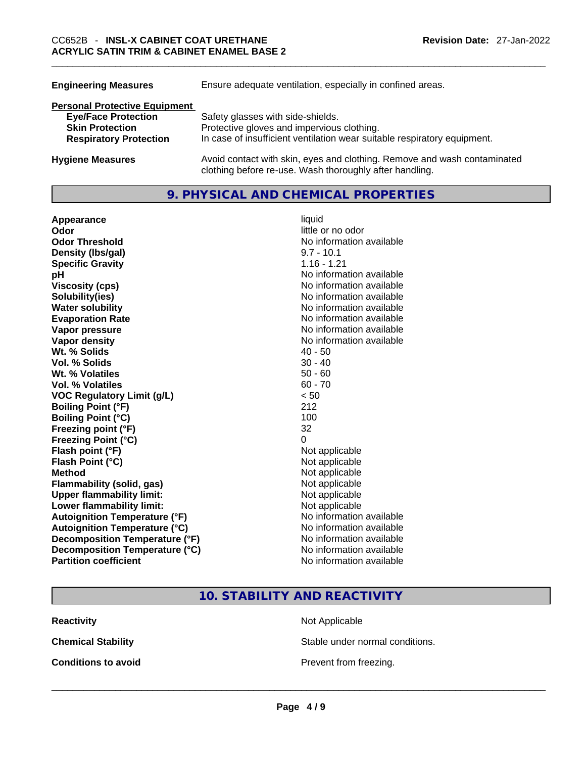| | |
|---|---|
| **Engineering Measures** | Ensure adequate ventilation, especially in confined areas. |

**Personal Protective Equipment**

| | |
|---|---|
| **Eye/Face Protection** | Safety glasses with side-shields. |
| **Skin Protection** | Protective gloves and impervious clothing. |
| **Respiratory Protection** | In case of insufficient ventilation wear suitable respiratory equipment. |

| | |
|---|---|
| **Hygiene Measures** | Avoid contact with skin, eyes and clothing. Remove and wash contaminated clothing before re-use. Wash thoroughly after handling. |

## 9. PHYSICAL AND CHEMICAL PROPERTIES

| | |
|---|---|
| **Appearance** | liquid |
| **Odor** | little or no odor |
| **Odor Threshold** | No information available |
| **Density (lbs/gal)** | 9.7 - 10.1 |
| **Specific Gravity** | 1.16 - 1.21 |
| **pH** | No information available |
| **Viscosity (cps)** | No information available |
| **Solubility(ies)** | No information available |
| **Water solubility** | No information available |
| **Evaporation Rate** | No information available |
| **Vapor pressure** | No information available |
| **Vapor density** | No information available |
| **Wt. % Solids** | 40 - 50 |
| **Vol. % Solids** | 30 - 40 |
| **Wt. % Volatiles** | 50 - 60 |
| **Vol. % Volatiles** | 60 - 70 |
| **VOC Regulatory Limit (g/L)** | < 50 |
| **Boiling Point (°F)** | 212 |
| **Boiling Point (°C)** | 100 |
| **Freezing point (°F)** | 32 |
| **Freezing Point (°C)** | 0 |
| **Flash point (°F)** | Not applicable |
| **Flash Point (°C)** | Not applicable |
| **Method** | Not applicable |
| **Flammability (solid, gas)** | Not applicable |
| **Upper flammability limit:** | Not applicable |
| **Lower flammability limit:** | Not applicable |
| **Autoignition Temperature (°F)** | No information available |
| **Autoignition Temperature (°C)** | No information available |
| **Decomposition Temperature (°F)** | No information available |
| **Decomposition Temperature (°C)** | No information available |
| **Partition coefficient** | No information available |

## 10. STABILITY AND REACTIVITY

| | |
|---|---|
| **Reactivity** | Not Applicable |
| **Chemical Stability** | Stable under normal conditions. |
| **Conditions to avoid** | Prevent from freezing. |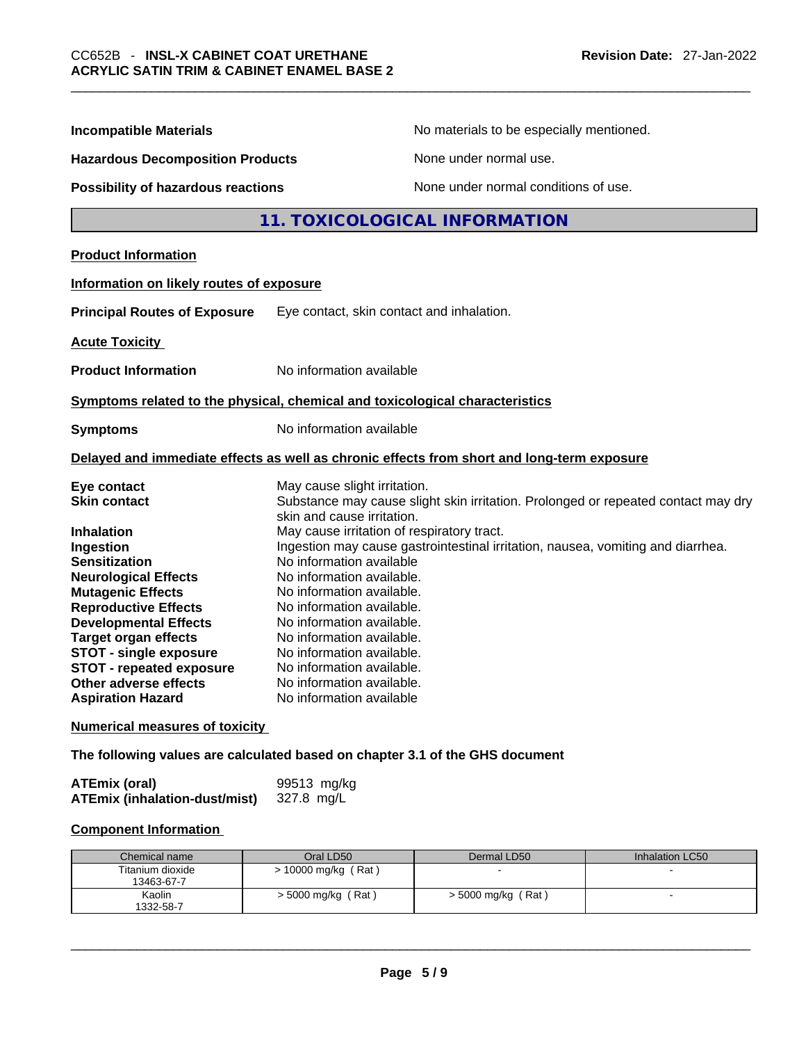**Incompatible Materials** No materials to be especially mentioned.

**Hazardous Decomposition Products** None under normal use.

**Possibility of hazardous reactions** None under normal conditions of use.

## 11. TOXICOLOGICAL INFORMATION

**Product Information**

**Information on likely routes of exposure**

**Principal Routes of Exposure** Eye contact, skin contact and inhalation.

**Acute Toxicity**

**Product Information** No information available

**Symptoms related to the physical, chemical and toxicological characteristics**

**Symptoms** No information available

**Delayed and immediate effects as well as chronic effects from short and long-term exposure**

**Eye contact** May cause slight irritation.
**Skin contact** Substance may cause slight skin irritation. Prolonged or repeated contact may dry skin and cause irritation.
**Inhalation** May cause irritation of respiratory tract.
**Ingestion** Ingestion may cause gastrointestinal irritation, nausea, vomiting and diarrhea.
**Sensitization** No information available
**Neurological Effects** No information available.
**Mutagenic Effects** No information available.
**Reproductive Effects** No information available.
**Developmental Effects** No information available.
**Target organ effects** No information available.
**STOT - single exposure** No information available.
**STOT - repeated exposure** No information available.
**Other adverse effects** No information available.
**Aspiration Hazard** No information available

**Numerical measures of toxicity**

**The following values are calculated based on chapter 3.1 of the GHS document**

**ATEmix (oral)** 99513 mg/kg
**ATEmix (inhalation-dust/mist)** 327.8 mg/L

**Component Information**

| Chemical name | Oral LD50 | Dermal LD50 | Inhalation LC50 |
|---|---|---|---|
| Titanium dioxide<br>13463-67-7 | > 10000 mg/kg ( Rat ) | - | - |
| Kaolin<br>1332-58-7 | > 5000 mg/kg ( Rat ) | > 5000 mg/kg ( Rat ) | - |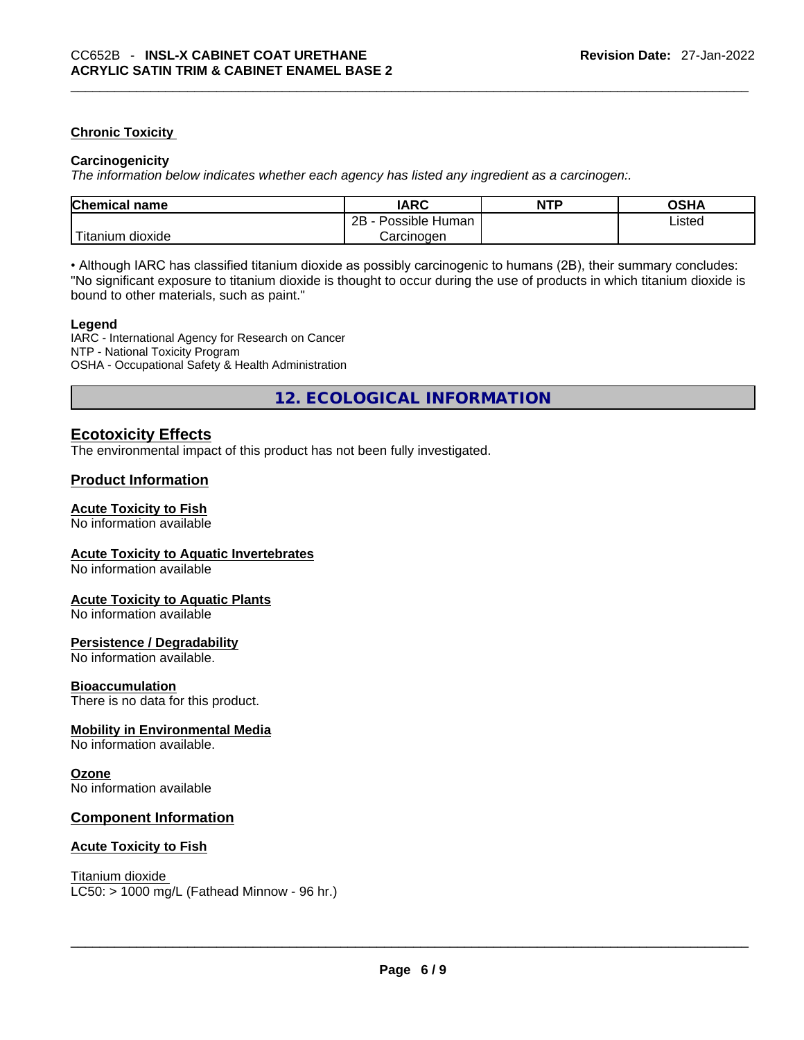### Chronic Toxicity

#### Carcinogenicity

*The information below indicates whether each agency has listed any ingredient as a carcinogen:.*

| Chemical name | IARC | NTP | OSHA |
|---|---|---|---|
| Titanium dioxide | 2B - Possible Human Carcinogen | | Listed |

• Although IARC has classified titanium dioxide as possibly carcinogenic to humans (2B), their summary concludes: "No significant exposure to titanium dioxide is thought to occur during the use of products in which titanium dioxide is bound to other materials, such as paint."

#### Legend

IARC - International Agency for Research on Cancer
NTP - National Toxicity Program
OSHA - Occupational Safety & Health Administration

## 12. ECOLOGICAL INFORMATION

### Ecotoxicity Effects

The environmental impact of this product has not been fully investigated.

### Product Information

#### Acute Toxicity to Fish

No information available

#### Acute Toxicity to Aquatic Invertebrates

No information available

#### Acute Toxicity to Aquatic Plants

No information available

#### Persistence / Degradability

No information available.

#### Bioaccumulation

There is no data for this product.

#### Mobility in Environmental Media

No information available.

#### Ozone

No information available

### Component Information

#### Acute Toxicity to Fish

Titanium dioxide
LC50: > 1000 mg/L (Fathead Minnow - 96 hr.)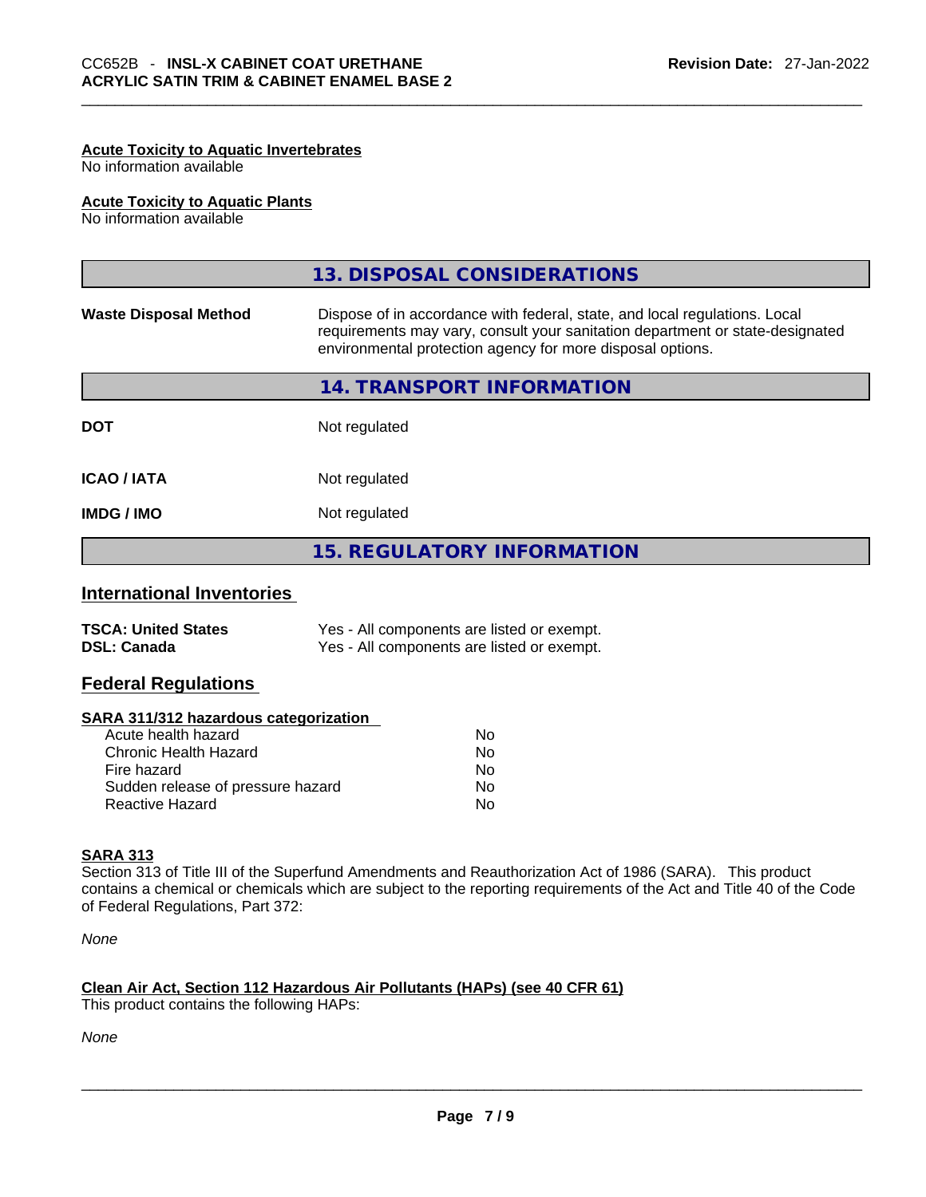**Acute Toxicity to Aquatic Invertebrates**
No information available

**Acute Toxicity to Aquatic Plants**
No information available

## 13. DISPOSAL CONSIDERATIONS

| | |
|---|---|
| **Waste Disposal Method** | Dispose of in accordance with federal, state, and local regulations. Local requirements may vary, consult your sanitation department or state-designated environmental protection agency for more disposal options. |

## 14. TRANSPORT INFORMATION

| | |
|---|---|
| **DOT** | Not regulated |
| **ICAO / IATA** | Not regulated |
| **IMDG / IMO** | Not regulated |

## 15. REGULATORY INFORMATION

### International Inventories

| | |
|---|---|
| **TSCA: United States** | Yes - All components are listed or exempt. |
| **DSL: Canada** | Yes - All components are listed or exempt. |

### Federal Regulations

**SARA 311/312 hazardous categorization**

| | |
|---|---|
| Acute health hazard | No |
| Chronic Health Hazard | No |
| Fire hazard | No |
| Sudden release of pressure hazard | No |
| Reactive Hazard | No |

**SARA 313**
Section 313 of Title III of the Superfund Amendments and Reauthorization Act of 1986 (SARA). This product contains a chemical or chemicals which are subject to the reporting requirements of the Act and Title 40 of the Code of Federal Regulations, Part 372:

*None*

**Clean Air Act, Section 112 Hazardous Air Pollutants (HAPs) (see 40 CFR 61)**
This product contains the following HAPs:

*None*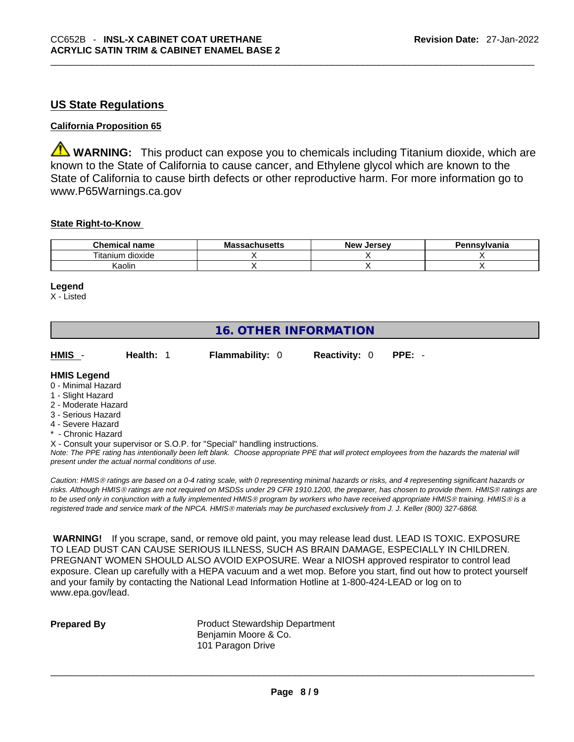## US State Regulations

**California Proposition 65**

⚠ **WARNING:** This product can expose you to chemicals including Titanium dioxide, which are known to the State of California to cause cancer, and Ethylene glycol which are known to the State of California to cause birth defects or other reproductive harm. For more information go to www.P65Warnings.ca.gov

**State Right-to-Know**

| Chemical name | Massachusetts | New Jersey | Pennsylvania |
|---|---|---|---|
| Titanium dioxide | X | X | X |
| Kaolin | X | X | X |

**Legend**

X - Listed

## 16. OTHER INFORMATION

**HMIS** - **Health:** 1 **Flammability:** 0 **Reactivity:** 0 **PPE:** -

**HMIS Legend**

0 - Minimal Hazard
1 - Slight Hazard
2 - Moderate Hazard
3 - Serious Hazard
4 - Severe Hazard
* - Chronic Hazard
X - Consult your supervisor or S.O.P. for "Special" handling instructions.

*Note: The PPE rating has intentionally been left blank. Choose appropriate PPE that will protect employees from the hazards the material will present under the actual normal conditions of use.*

*Caution: HMIS® ratings are based on a 0-4 rating scale, with 0 representing minimal hazards or risks, and 4 representing significant hazards or risks. Although HMIS® ratings are not required on MSDSs under 29 CFR 1910.1200, the preparer, has chosen to provide them. HMIS® ratings are to be used only in conjunction with a fully implemented HMIS® program by workers who have received appropriate HMIS® training. HMIS® is a registered trade and service mark of the NPCA. HMIS® materials may be purchased exclusively from J. J. Keller (800) 327-6868.*

**WARNING!** If you scrape, sand, or remove old paint, you may release lead dust. LEAD IS TOXIC. EXPOSURE TO LEAD DUST CAN CAUSE SERIOUS ILLNESS, SUCH AS BRAIN DAMAGE, ESPECIALLY IN CHILDREN. PREGNANT WOMEN SHOULD ALSO AVOID EXPOSURE. Wear a NIOSH approved respirator to control lead exposure. Clean up carefully with a HEPA vacuum and a wet mop. Before you start, find out how to protect yourself and your family by contacting the National Lead Information Hotline at 1-800-424-LEAD or log on to www.epa.gov/lead.

**Prepared By**

Product Stewardship Department
Benjamin Moore & Co.
101 Paragon Drive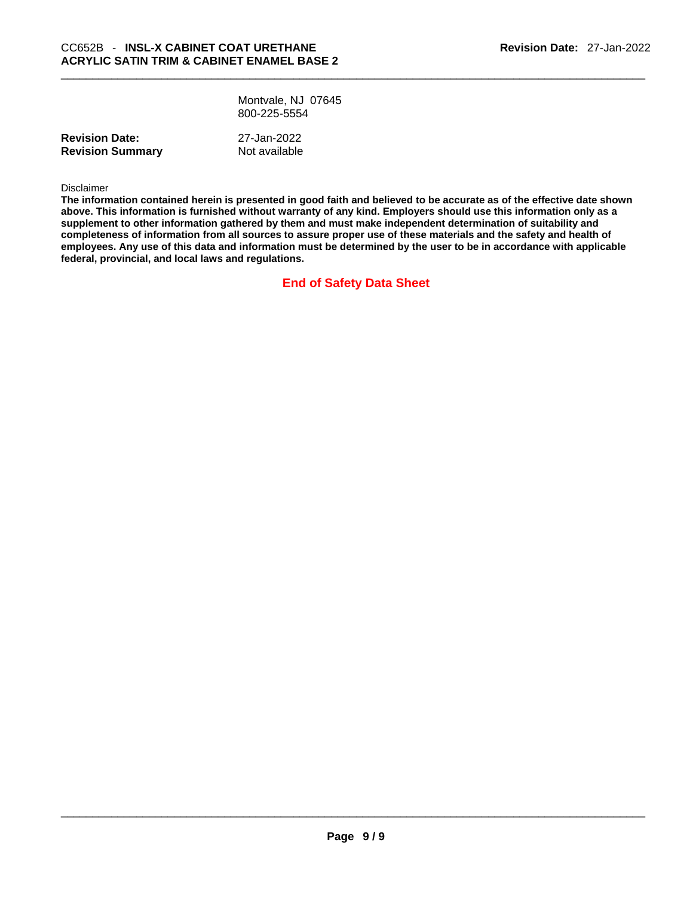Montvale, NJ 07645
800-225-5554

**Revision Date:** 27-Jan-2022
**Revision Summary** Not available

Disclaimer

**The information contained herein is presented in good faith and believed to be accurate as of the effective date shown above. This information is furnished without warranty of any kind. Employers should use this information only as a supplement to other information gathered by them and must make independent determination of suitability and completeness of information from all sources to assure proper use of these materials and the safety and health of employees. Any use of this data and information must be determined by the user to be in accordance with applicable federal, provincial, and local laws and regulations.**

**End of Safety Data Sheet**